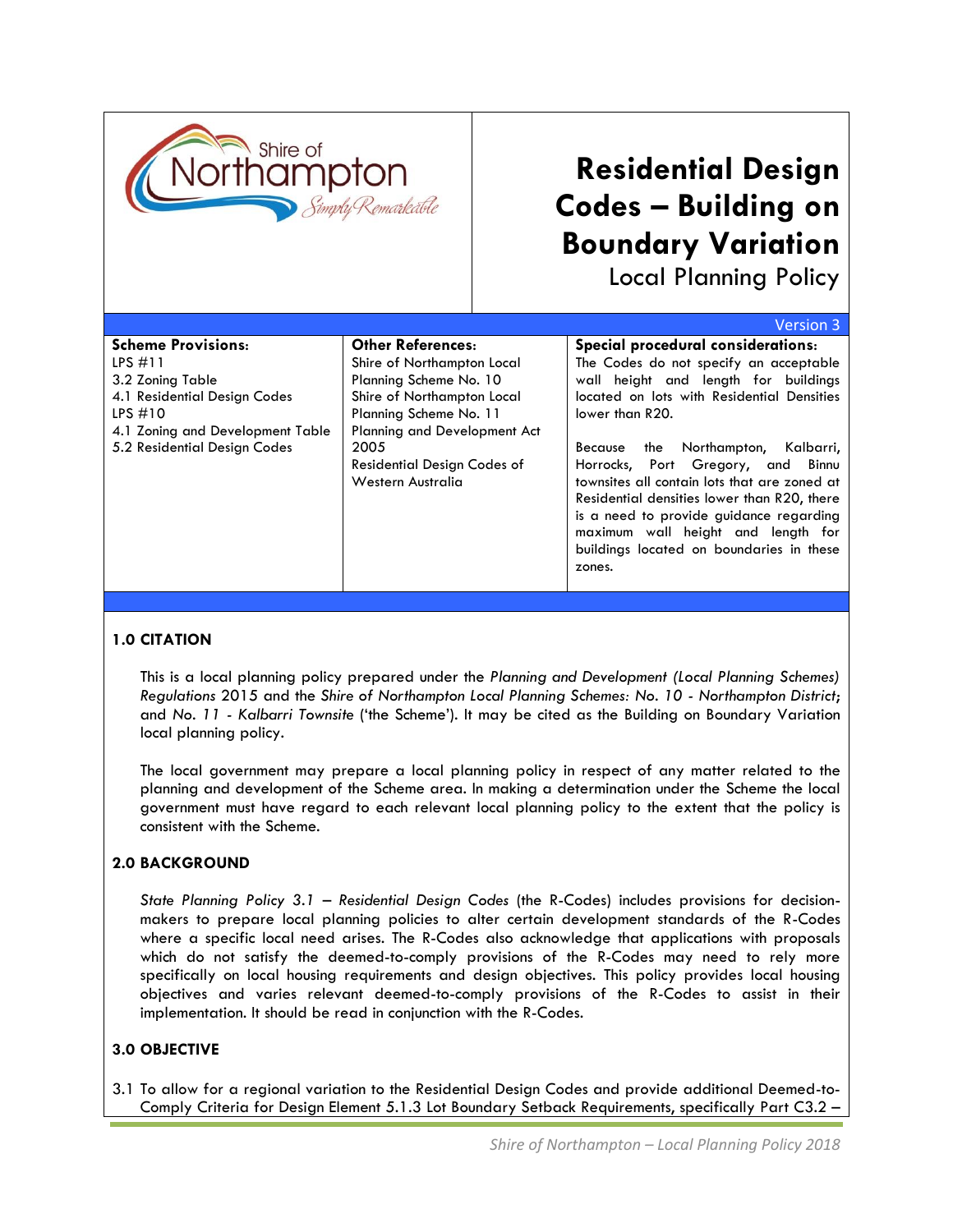# Residential Design Codes – Building on Boundary Variation

Local Planning Policy

Version 3

| Scheme Provisions: | Other References: | Special procedural considerations: |
|---|---|---|
| LPS #11<br>3.2 Zoning Table<br>4.1 Residential Design Codes<br>LPS #10<br>4.1 Zoning and Development Table<br>5.2 Residential Design Codes | Shire of Northampton Local Planning Scheme No. 10<br>Shire of Northampton Local Planning Scheme No. 11<br>Planning and Development Act 2005<br>Residential Design Codes of Western Australia | The Codes do not specify an acceptable wall height and length for buildings located on lots with Residential Densities lower than R20.<br><br>Because the Northampton, Kalbarri, Horrocks, Port Gregory, and Binnu townsites all contain lots that are zoned at Residential densities lower than R20, there is a need to provide guidance regarding maximum wall height and length for buildings located on boundaries in these zones. |

## 1.0 CITATION

This is a local planning policy prepared under the *Planning and Development (Local Planning Schemes) Regulations* 2015 and the *Shire of Northampton Local Planning Schemes: No. 10 - Northampton District*; and *No. 11 - Kalbarri Townsite* ('the Scheme'). It may be cited as the Building on Boundary Variation local planning policy.

The local government may prepare a local planning policy in respect of any matter related to the planning and development of the Scheme area. In making a determination under the Scheme the local government must have regard to each relevant local planning policy to the extent that the policy is consistent with the Scheme.

## 2.0 BACKGROUND

*State Planning Policy 3.1 – Residential Design Codes* (the R-Codes) includes provisions for decision-makers to prepare local planning policies to alter certain development standards of the R-Codes where a specific local need arises. The R-Codes also acknowledge that applications with proposals which do not satisfy the deemed-to-comply provisions of the R-Codes may need to rely more specifically on local housing requirements and design objectives. This policy provides local housing objectives and varies relevant deemed-to-comply provisions of the R-Codes to assist in their implementation. It should be read in conjunction with the R-Codes.

## 3.0 OBJECTIVE

3.1 To allow for a regional variation to the Residential Design Codes and provide additional Deemed-to-Comply Criteria for Design Element 5.1.3 Lot Boundary Setback Requirements, specifically Part C3.2 –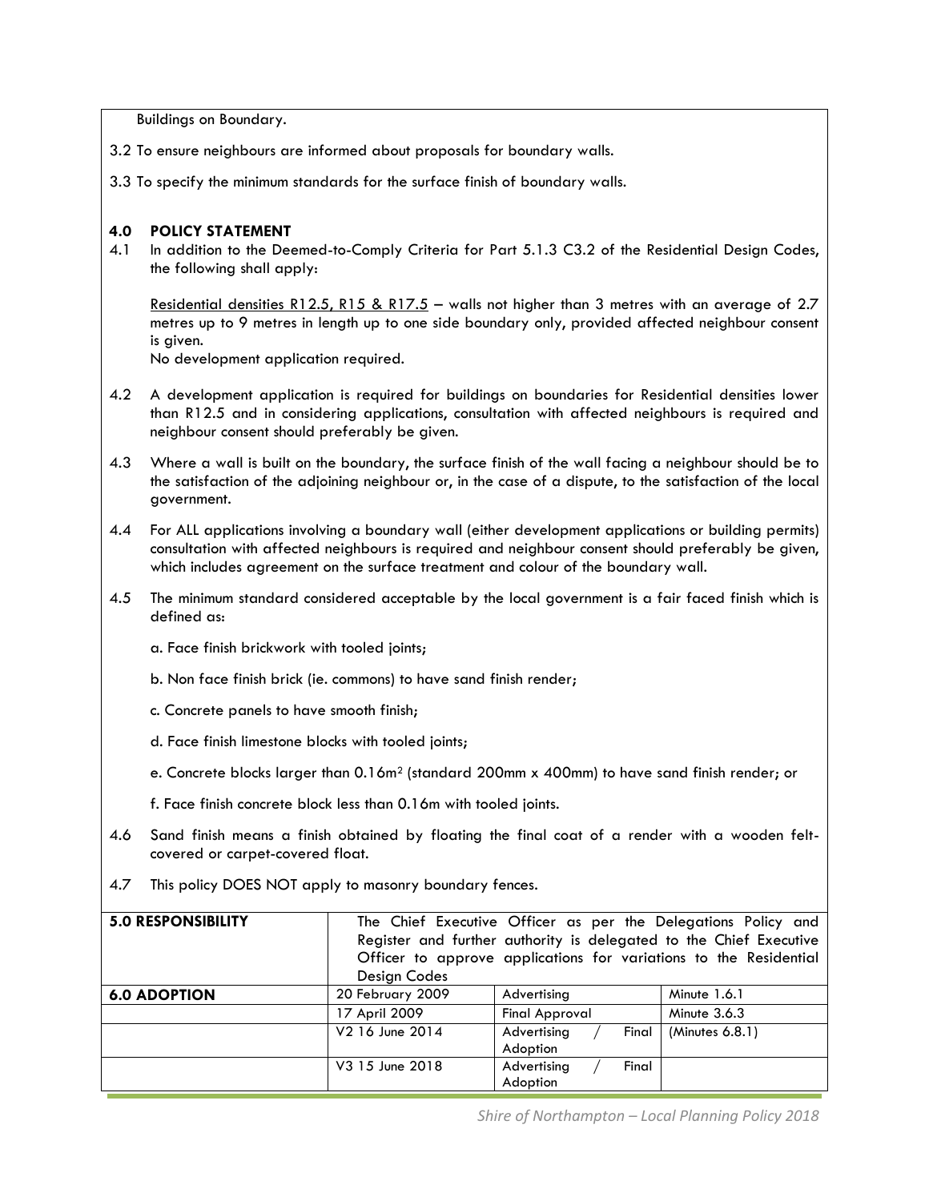Buildings on Boundary.

3.2 To ensure neighbours are informed about proposals for boundary walls.

3.3 To specify the minimum standards for the surface finish of boundary walls.

## 4.0 POLICY STATEMENT

4.1 In addition to the Deemed-to-Comply Criteria for Part 5.1.3 C3.2 of the Residential Design Codes, the following shall apply:

<u>Residential densities R12.5, R15 & R17.5</u> – walls not higher than 3 metres with an average of 2.7 metres up to 9 metres in length up to one side boundary only, provided affected neighbour consent is given.
No development application required.

4.2 A development application is required for buildings on boundaries for Residential densities lower than R12.5 and in considering applications, consultation with affected neighbours is required and neighbour consent should preferably be given.

4.3 Where a wall is built on the boundary, the surface finish of the wall facing a neighbour should be to the satisfaction of the adjoining neighbour or, in the case of a dispute, to the satisfaction of the local government.

4.4 For ALL applications involving a boundary wall (either development applications or building permits) consultation with affected neighbours is required and neighbour consent should preferably be given, which includes agreement on the surface treatment and colour of the boundary wall.

4.5 The minimum standard considered acceptable by the local government is a fair faced finish which is defined as:

a. Face finish brickwork with tooled joints;

b. Non face finish brick (ie. commons) to have sand finish render;

c. Concrete panels to have smooth finish;

d. Face finish limestone blocks with tooled joints;

e. Concrete blocks larger than $0.16m^2$ (standard 200mm x 400mm) to have sand finish render; or

f. Face finish concrete block less than 0.16m with tooled joints.

4.6 Sand finish means a finish obtained by floating the final coat of a render with a wooden felt-covered or carpet-covered float.

4.7 This policy DOES NOT apply to masonry boundary fences.

| **5.0 RESPONSIBILITY** | The Chief Executive Officer as per the Delegations Policy and Register and further authority is delegated to the Chief Executive Officer to approve applications for variations to the Residential Design Codes | | |
|---|---|---|---|
| **6.0 ADOPTION** | 20 February 2009 | Advertising | Minute 1.6.1 |
| | 17 April 2009 | Final Approval | Minute 3.6.3 |
| | V2 16 June 2014 | Advertising / Final Adoption | (Minutes 6.8.1) |
| | V3 15 June 2018 | Advertising / Final Adoption | |